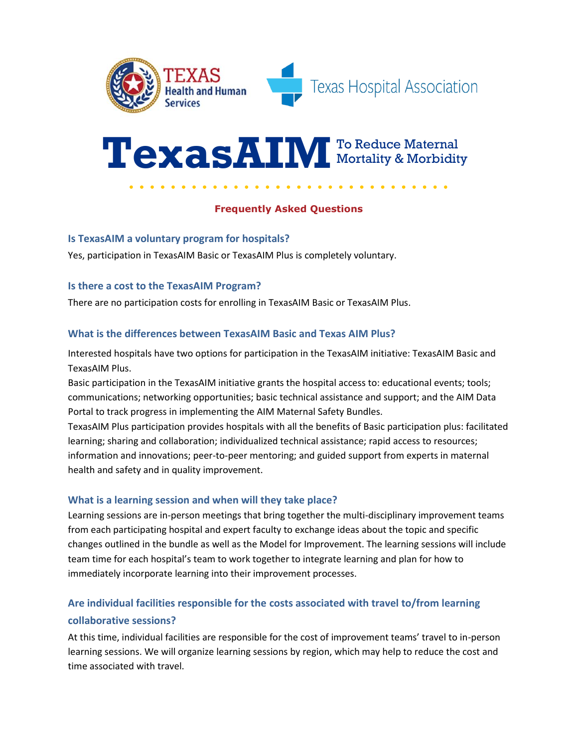Texas Health and Human Services

Texas Hospital Association

# TexasAIM To Reduce Maternal Mortality & Morbidity

## Frequently Asked Questions

### Is TexasAIM a voluntary program for hospitals?

Yes, participation in TexasAIM Basic or TexasAIM Plus is completely voluntary.

### Is there a cost to the TexasAIM Program?

There are no participation costs for enrolling in TexasAIM Basic or TexasAIM Plus.

### What is the differences between TexasAIM Basic and Texas AIM Plus?

Interested hospitals have two options for participation in the TexasAIM initiative: TexasAIM Basic and TexasAIM Plus.

Basic participation in the TexasAIM initiative grants the hospital access to: educational events; tools; communications; networking opportunities; basic technical assistance and support; and the AIM Data Portal to track progress in implementing the AIM Maternal Safety Bundles.

TexasAIM Plus participation provides hospitals with all the benefits of Basic participation plus: facilitated learning; sharing and collaboration; individualized technical assistance; rapid access to resources; information and innovations; peer-to-peer mentoring; and guided support from experts in maternal health and safety and in quality improvement.

### What is a learning session and when will they take place?

Learning sessions are in-person meetings that bring together the multi-disciplinary improvement teams from each participating hospital and expert faculty to exchange ideas about the topic and specific changes outlined in the bundle as well as the Model for Improvement. The learning sessions will include team time for each hospital's team to work together to integrate learning and plan for how to immediately incorporate learning into their improvement processes.

### Are individual facilities responsible for the costs associated with travel to/from learning collaborative sessions?

At this time, individual facilities are responsible for the cost of improvement teams' travel to in-person learning sessions. We will organize learning sessions by region, which may help to reduce the cost and time associated with travel.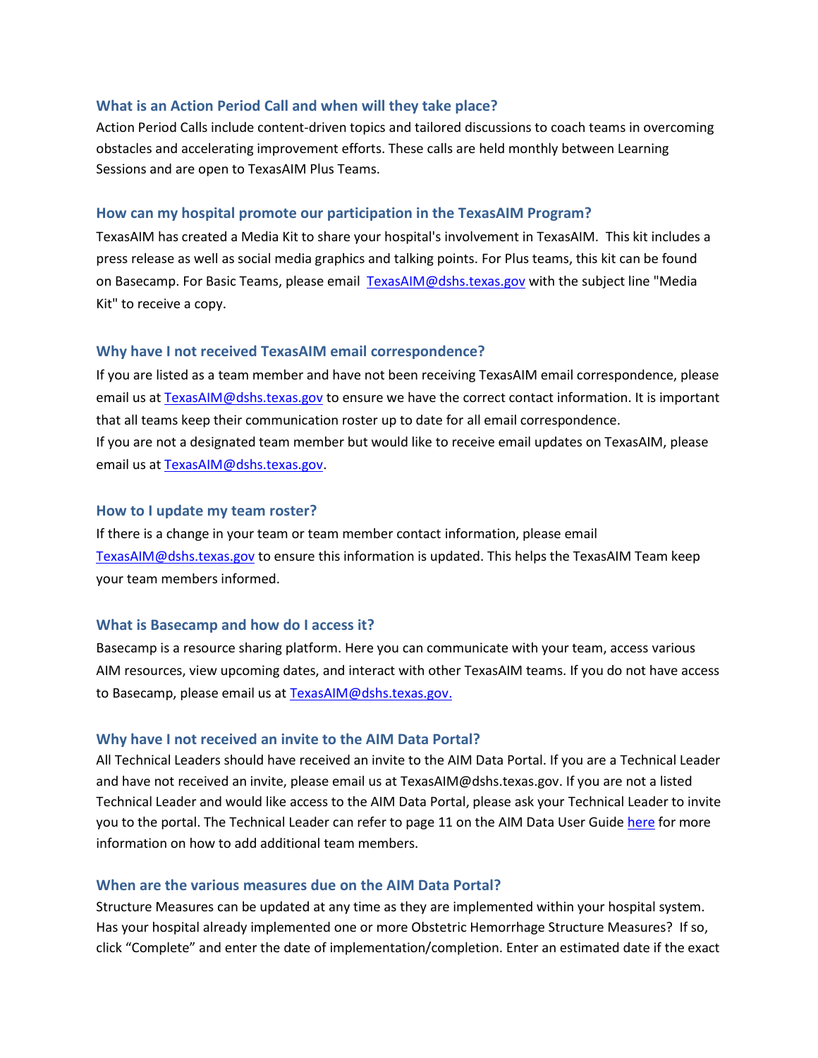### What is an Action Period Call and when will they take place?

Action Period Calls include content-driven topics and tailored discussions to coach teams in overcoming obstacles and accelerating improvement efforts. These calls are held monthly between Learning Sessions and are open to TexasAIM Plus Teams.

### How can my hospital promote our participation in the TexasAIM Program?

TexasAIM has created a Media Kit to share your hospital's involvement in TexasAIM. This kit includes a press release as well as social media graphics and talking points. For Plus teams, this kit can be found on Basecamp. For Basic Teams, please email [TexasAIM@dshs.texas.gov](mailto:TexasAIM@dshs.texas.gov) with the subject line "Media Kit" to receive a copy.

### Why have I not received TexasAIM email correspondence?

If you are listed as a team member and have not been receiving TexasAIM email correspondence, please email us at [TexasAIM@dshs.texas.gov](mailto:TexasAIM@dshs.texas.gov) to ensure we have the correct contact information. It is important that all teams keep their communication roster up to date for all email correspondence.

If you are not a designated team member but would like to receive email updates on TexasAIM, please email us at [TexasAIM@dshs.texas.gov](mailto:TexasAIM@dshs.texas.gov).

### How to I update my team roster?

If there is a change in your team or team member contact information, please email [TexasAIM@dshs.texas.gov](mailto:TexasAIM@dshs.texas.gov) to ensure this information is updated. This helps the TexasAIM Team keep your team members informed.

### What is Basecamp and how do I access it?

Basecamp is a resource sharing platform. Here you can communicate with your team, access various AIM resources, view upcoming dates, and interact with other TexasAIM teams. If you do not have access to Basecamp, please email us at [TexasAIM@dshs.texas.gov.](mailto:TexasAIM@dshs.texas.gov)

### Why have I not received an invite to the AIM Data Portal?

All Technical Leaders should have received an invite to the AIM Data Portal. If you are a Technical Leader and have not received an invite, please email us at TexasAIM@dshs.texas.gov. If you are not a listed Technical Leader and would like access to the AIM Data Portal, please ask your Technical Leader to invite you to the portal. The Technical Leader can refer to page 11 on the AIM Data User Guide here for more information on how to add additional team members.

### When are the various measures due on the AIM Data Portal?

Structure Measures can be updated at any time as they are implemented within your hospital system. Has your hospital already implemented one or more Obstetric Hemorrhage Structure Measures? If so, click "Complete" and enter the date of implementation/completion. Enter an estimated date if the exact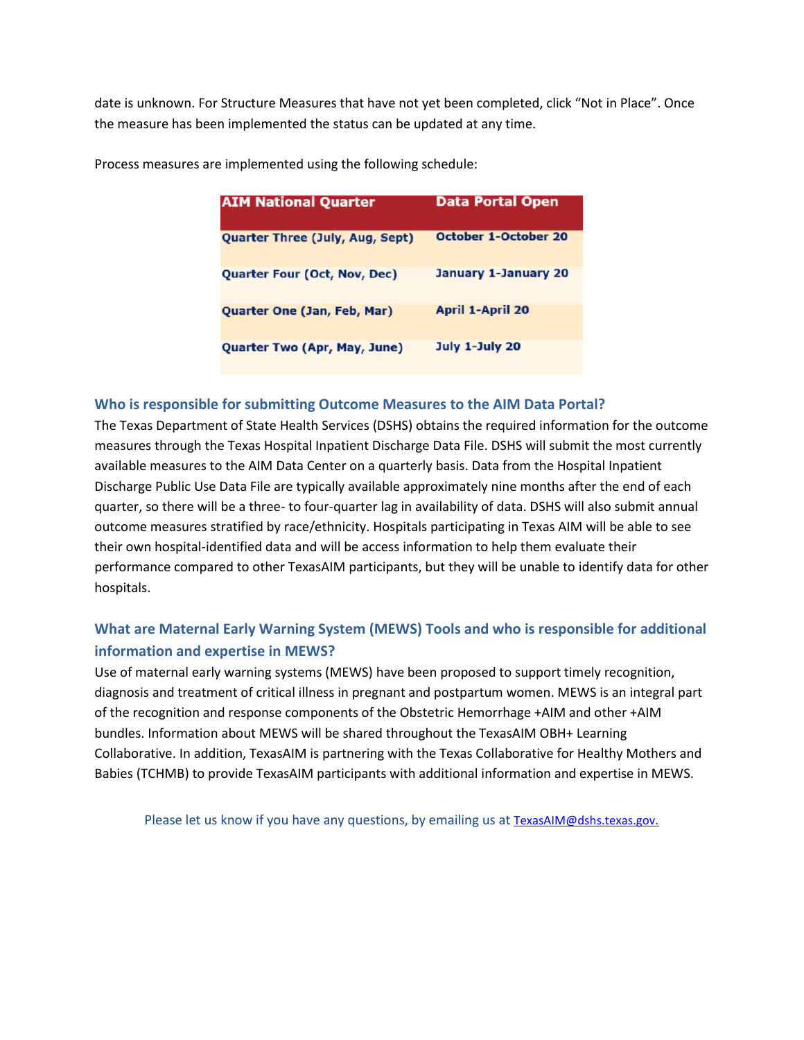date is unknown. For Structure Measures that have not yet been completed, click “Not in Place”. Once the measure has been implemented the status can be updated at any time.

Process measures are implemented using the following schedule:

| AIM National Quarter | Data Portal Open |
|---|---|
| Quarter Three (July, Aug, Sept) | October 1-October 20 |
| Quarter Four (Oct, Nov, Dec) | January 1-January 20 |
| Quarter One (Jan, Feb, Mar) | April 1-April 20 |
| Quarter Two (Apr, May, June) | July 1-July 20 |

### Who is responsible for submitting Outcome Measures to the AIM Data Portal?

The Texas Department of State Health Services (DSHS) obtains the required information for the outcome measures through the Texas Hospital Inpatient Discharge Data File. DSHS will submit the most currently available measures to the AIM Data Center on a quarterly basis. Data from the Hospital Inpatient Discharge Public Use Data File are typically available approximately nine months after the end of each quarter, so there will be a three- to four-quarter lag in availability of data. DSHS will also submit annual outcome measures stratified by race/ethnicity. Hospitals participating in Texas AIM will be able to see their own hospital-identified data and will be access information to help them evaluate their performance compared to other TexasAIM participants, but they will be unable to identify data for other hospitals.

### What are Maternal Early Warning System (MEWS) Tools and who is responsible for additional information and expertise in MEWS?

Use of maternal early warning systems (MEWS) have been proposed to support timely recognition, diagnosis and treatment of critical illness in pregnant and postpartum women. MEWS is an integral part of the recognition and response components of the Obstetric Hemorrhage +AIM and other +AIM bundles. Information about MEWS will be shared throughout the TexasAIM OBH+ Learning Collaborative. In addition, TexasAIM is partnering with the Texas Collaborative for Healthy Mothers and Babies (TCHMB) to provide TexasAIM participants with additional information and expertise in MEWS.

Please let us know if you have any questions, by emailing us at TexasAIM@dshs.texas.gov.